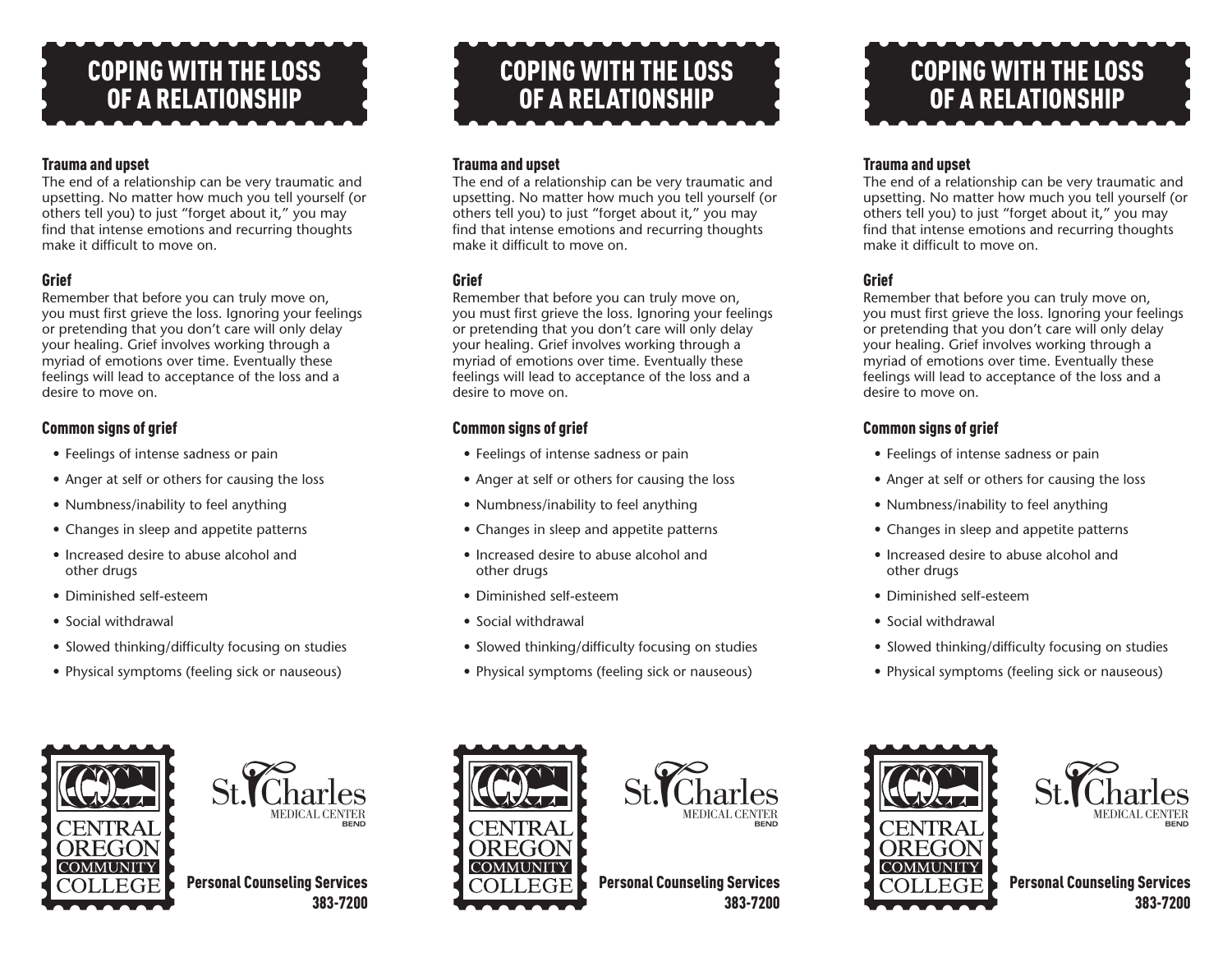# COPING WITH THE LOSS OF A RELATIONSHIP

### Trauma and upset

The end of a relationship can be very traumatic and upsetting. No matter how much you tell yourself (or others tell you) to just "forget about it," you may find that intense emotions and recurring thoughts make it difficult to move on.

### Grief

Remember that before you can truly move on, you must first grieve the loss. Ignoring your feelings or pretending that you don't care will only delay your healing. Grief involves working through a myriad of emotions over time. Eventually these feelings will lead to acceptance of the loss and a desire to move on.

### Common signs of grief

- Feelings of intense sadness or pain
- Anger at self or others for causing the loss
- Numbness/inability to feel anything
- Changes in sleep and appetite patterns
- Increased desire to abuse alcohol and other drugs
- Diminished self-esteem
- Social withdrawal
- Slowed thinking/difficulty focusing on studies
- Physical symptoms (feeling sick or nauseous)

CENTRAL OREGON COMMUNITY COLLEGE

St. Charles MEDICAL CENTER BEND

**Personal Counseling Services**
**383-7200**

# COPING WITH THE LOSS OF A RELATIONSHIP

### Trauma and upset

The end of a relationship can be very traumatic and upsetting. No matter how much you tell yourself (or others tell you) to just "forget about it," you may find that intense emotions and recurring thoughts make it difficult to move on.

### Grief

Remember that before you can truly move on, you must first grieve the loss. Ignoring your feelings or pretending that you don't care will only delay your healing. Grief involves working through a myriad of emotions over time. Eventually these feelings will lead to acceptance of the loss and a desire to move on.

### Common signs of grief

- Feelings of intense sadness or pain
- Anger at self or others for causing the loss
- Numbness/inability to feel anything
- Changes in sleep and appetite patterns
- Increased desire to abuse alcohol and other drugs
- Diminished self-esteem
- Social withdrawal
- Slowed thinking/difficulty focusing on studies
- Physical symptoms (feeling sick or nauseous)

CENTRAL OREGON COMMUNITY COLLEGE

St. Charles MEDICAL CENTER BEND

**Personal Counseling Services**
**383-7200**

# COPING WITH THE LOSS OF A RELATIONSHIP

### Trauma and upset

The end of a relationship can be very traumatic and upsetting. No matter how much you tell yourself (or others tell you) to just "forget about it," you may find that intense emotions and recurring thoughts make it difficult to move on.

### Grief

Remember that before you can truly move on, you must first grieve the loss. Ignoring your feelings or pretending that you don't care will only delay your healing. Grief involves working through a myriad of emotions over time. Eventually these feelings will lead to acceptance of the loss and a desire to move on.

### Common signs of grief

- Feelings of intense sadness or pain
- Anger at self or others for causing the loss
- Numbness/inability to feel anything
- Changes in sleep and appetite patterns
- Increased desire to abuse alcohol and other drugs
- Diminished self-esteem
- Social withdrawal
- Slowed thinking/difficulty focusing on studies
- Physical symptoms (feeling sick or nauseous)

CENTRAL OREGON COMMUNITY COLLEGE

St. Charles MEDICAL CENTER BEND

**Personal Counseling Services**
**383-7200**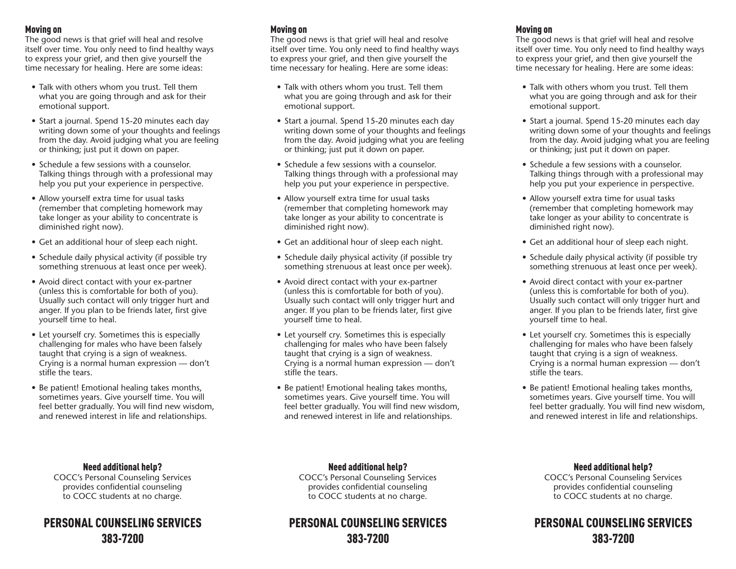### Moving on

The good news is that grief will heal and resolve itself over time. You only need to find healthy ways to express your grief, and then give yourself the time necessary for healing. Here are some ideas:

- Talk with others whom you trust. Tell them what you are going through and ask for their emotional support.
- Start a journal. Spend 15-20 minutes each day writing down some of your thoughts and feelings from the day. Avoid judging what you are feeling or thinking; just put it down on paper.
- Schedule a few sessions with a counselor. Talking things through with a professional may help you put your experience in perspective.
- Allow yourself extra time for usual tasks (remember that completing homework may take longer as your ability to concentrate is diminished right now).
- Get an additional hour of sleep each night.
- Schedule daily physical activity (if possible try something strenuous at least once per week).
- Avoid direct contact with your ex-partner (unless this is comfortable for both of you). Usually such contact will only trigger hurt and anger. If you plan to be friends later, first give yourself time to heal.
- Let yourself cry. Sometimes this is especially challenging for males who have been falsely taught that crying is a sign of weakness. Crying is a normal human expression — don't stifle the tears.
- Be patient! Emotional healing takes months, sometimes years. Give yourself time. You will feel better gradually. You will find new wisdom, and renewed interest in life and relationships.

**Need additional help?**

COCC's Personal Counseling Services provides confidential counseling to COCC students at no charge.

## PERSONAL COUNSELING SERVICES 383-7200

### Moving on

The good news is that grief will heal and resolve itself over time. You only need to find healthy ways to express your grief, and then give yourself the time necessary for healing. Here are some ideas:

- Talk with others whom you trust. Tell them what you are going through and ask for their emotional support.
- Start a journal. Spend 15-20 minutes each day writing down some of your thoughts and feelings from the day. Avoid judging what you are feeling or thinking; just put it down on paper.
- Schedule a few sessions with a counselor. Talking things through with a professional may help you put your experience in perspective.
- Allow yourself extra time for usual tasks (remember that completing homework may take longer as your ability to concentrate is diminished right now).
- Get an additional hour of sleep each night.
- Schedule daily physical activity (if possible try something strenuous at least once per week).
- Avoid direct contact with your ex-partner (unless this is comfortable for both of you). Usually such contact will only trigger hurt and anger. If you plan to be friends later, first give yourself time to heal.
- Let yourself cry. Sometimes this is especially challenging for males who have been falsely taught that crying is a sign of weakness. Crying is a normal human expression — don't stifle the tears.
- Be patient! Emotional healing takes months, sometimes years. Give yourself time. You will feel better gradually. You will find new wisdom, and renewed interest in life and relationships.

**Need additional help?**

COCC's Personal Counseling Services provides confidential counseling to COCC students at no charge.

## PERSONAL COUNSELING SERVICES 383-7200

### Moving on

The good news is that grief will heal and resolve itself over time. You only need to find healthy ways to express your grief, and then give yourself the time necessary for healing. Here are some ideas:

- Talk with others whom you trust. Tell them what you are going through and ask for their emotional support.
- Start a journal. Spend 15-20 minutes each day writing down some of your thoughts and feelings from the day. Avoid judging what you are feeling or thinking; just put it down on paper.
- Schedule a few sessions with a counselor. Talking things through with a professional may help you put your experience in perspective.
- Allow yourself extra time for usual tasks (remember that completing homework may take longer as your ability to concentrate is diminished right now).
- Get an additional hour of sleep each night.
- Schedule daily physical activity (if possible try something strenuous at least once per week).
- Avoid direct contact with your ex-partner (unless this is comfortable for both of you). Usually such contact will only trigger hurt and anger. If you plan to be friends later, first give yourself time to heal.
- Let yourself cry. Sometimes this is especially challenging for males who have been falsely taught that crying is a sign of weakness. Crying is a normal human expression — don't stifle the tears.
- Be patient! Emotional healing takes months, sometimes years. Give yourself time. You will feel better gradually. You will find new wisdom, and renewed interest in life and relationships.

**Need additional help?**

COCC's Personal Counseling Services provides confidential counseling to COCC students at no charge.

## PERSONAL COUNSELING SERVICES 383-7200